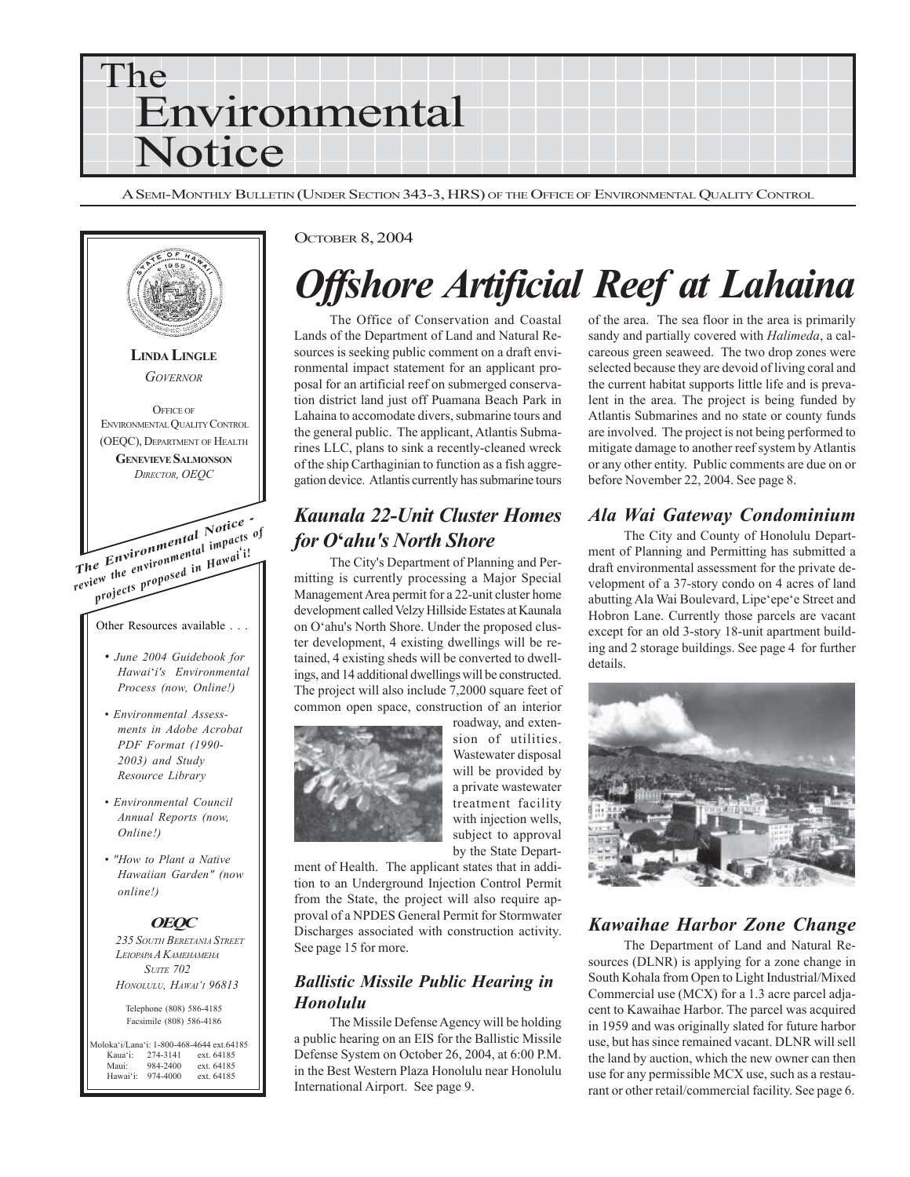# The Environmental Notice

A Semi-Monthly Bulletin (Under Section 343-3, HRS) of the Office of Environmental Quality Control

**LINDA LINGLE**
*GOVERNOR*

OFFICE OF ENVIRONMENTAL QUALITY CONTROL (OEQC), DEPARTMENT OF HEALTH
**GENEVIEVE SALMONSON**
*DIRECTOR, OEQC*

***The Environmental Notice** - review the environmental impacts of projects proposed in Hawai'i!*

Other Resources available . . .

- *June 2004 Guidebook for Hawai'i's Environmental Process (now, Online!)*
- *Environmental Assessments in Adobe Acrobat PDF Format (1990-2003) and Study Resource Library*
- *Environmental Council Annual Reports (now, Online!)*
- *"How to Plant a Native Hawaiian Garden" (now online!)*

**OEQC**
*235 South Beretania Street*
*Leiopapa A Kamehameha*
*Suite 702*
*Honolulu, Hawai'i 96813*

Telephone (808) 586-4185
Facsimile (808) 586-4186

Moloka'i/Lana'i: 1-800-468-4644 ext.64185
Kaua'i: 274-3141 ext. 64185
Maui: 984-2400 ext. 64185
Hawai'i: 974-4000 ext. 64185

October 8, 2004

# *Offshore Artificial Reef at Lahaina*

The Office of Conservation and Coastal Lands of the Department of Land and Natural Resources is seeking public comment on a draft environmental impact statement for an applicant proposal for an artificial reef on submerged conservation district land just off Puamana Beach Park in Lahaina to accomodate divers, submarine tours and the general public. The applicant, Atlantis Submarines LLC, plans to sink a recently-cleaned wreck of the ship Carthaginian to function as a fish aggregation device. Atlantis currently has submarine tours of the area. The sea floor in the area is primarily sandy and partially covered with *Halimeda*, a calcareous green seaweed. The two drop zones were selected because they are devoid of living coral and the current habitat supports little life and is prevalent in the area. The project is being funded by Atlantis Submarines and no state or county funds are involved. The project is not being performed to mitigate damage to another reef system by Atlantis or any other entity. Public comments are due on or before November 22, 2004. See page 8.

## *Kaunala 22-Unit Cluster Homes for O'ahu's North Shore*

The City's Department of Planning and Permitting is currently processing a Major Special Management Area permit for a 22-unit cluster home development called Velzy Hillside Estates at Kaunala on O'ahu's North Shore. Under the proposed cluster development, 4 existing dwellings will be retained, 4 existing sheds will be converted to dwellings, and 14 additional dwellings will be constructed. The project will also include 7,2000 square feet of common open space, construction of an interior roadway, and extension of utilities. Wastewater disposal will be provided by a private wastewater treatment facility with injection wells, subject to approval by the State Department of Health. The applicant states that in addition to an Underground Injection Control Permit from the State, the project will also require approval of a NPDES General Permit for Stormwater Discharges associated with construction activity. See page 15 for more.

## *Ballistic Missile Public Hearing in Honolulu*

The Missile Defense Agency will be holding a public hearing on an EIS for the Ballistic Missile Defense System on October 26, 2004, at 6:00 P.M. in the Best Western Plaza Honolulu near Honolulu International Airport. See page 9.

## *Ala Wai Gateway Condominium*

The City and County of Honolulu Department of Planning and Permitting has submitted a draft environmental assessment for the private development of a 37-story condo on 4 acres of land abutting Ala Wai Boulevard, Lipe'epe'e Street and Hobron Lane. Currently those parcels are vacant except for an old 3-story 18-unit apartment building and 2 storage buildings. See page 4 for further details.

## *Kawaihae Harbor Zone Change*

The Department of Land and Natural Resources (DLNR) is applying for a zone change in South Kohala from Open to Light Industrial/Mixed Commercial use (MCX) for a 1.3 acre parcel adjacent to Kawaihae Harbor. The parcel was acquired in 1959 and was originally slated for future harbor use, but has since remained vacant. DLNR will sell the land by auction, which the new owner can then use for any permissible MCX use, such as a restaurant or other retail/commercial facility. See page 6.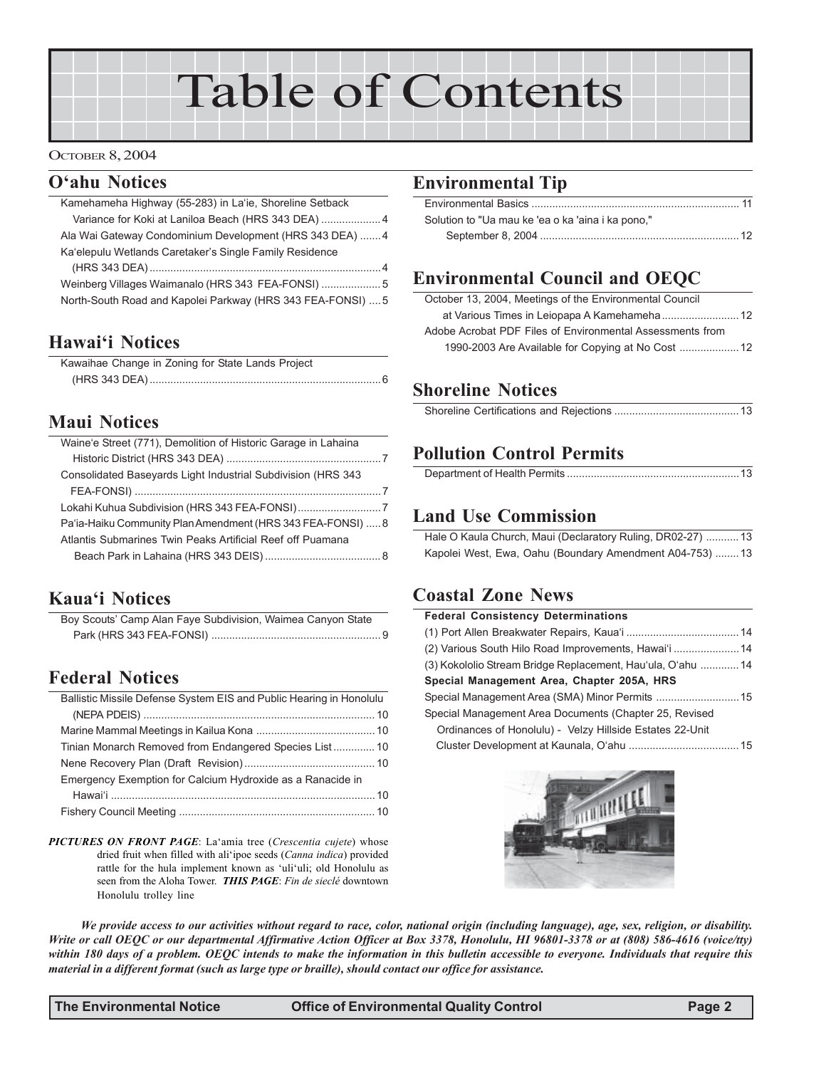# Table of Contents

October 8, 2004

## O'ahu Notices

- Kamehameha Highway (55-283) in La'ie, Shoreline Setback Variance for Koki at Laniloa Beach (HRS 343 DEA) .................... 4
- Ala Wai Gateway Condominium Development (HRS 343 DEA) ....... 4
- Ka'elepulu Wetlands Caretaker's Single Family Residence (HRS 343 DEA) .......... 4
- Weinberg Villages Waimanalo (HRS 343 FEA-FONSI) .................... 5
- North-South Road and Kapolei Parkway (HRS 343 FEA-FONSI) .... 5

## Hawai'i Notices

- Kawaihae Change in Zoning for State Lands Project (HRS 343 DEA) .......... 6

## Maui Notices

- Waine'e Street (771), Demolition of Historic Garage in Lahaina Historic District (HRS 343 DEA) .......... 7
- Consolidated Baseyards Light Industrial Subdivision (HRS 343 FEA-FONSI) .......... 7
- Lokahi Kuhua Subdivision (HRS 343 FEA-FONSI) .......... 7
- Pa'ia-Haiku Community Plan Amendment (HRS 343 FEA-FONSI) ..... 8
- Atlantis Submarines Twin Peaks Artificial Reef off Puamana Beach Park in Lahaina (HRS 343 DEIS) .......... 8

## Kaua'i Notices

- Boy Scouts' Camp Alan Faye Subdivision, Waimea Canyon State Park (HRS 343 FEA-FONSI) .......... 9

## Federal Notices

- Ballistic Missile Defense System EIS and Public Hearing in Honolulu (NEPA PDEIS) .......... 10
- Marine Mammal Meetings in Kailua Kona .......... 10
- Tinian Monarch Removed from Endangered Species List .......... 10
- Nene Recovery Plan (Draft Revision) .......... 10
- Emergency Exemption for Calcium Hydroxide as a Ranacide in Hawai'i .......... 10
- Fishery Council Meeting .......... 10

***PICTURES ON FRONT PAGE***: La'amia tree (*Crescentia cujete*) whose dried fruit when filled with ali'ipoe seeds (*Canna indica*) provided rattle for the hula implement known as 'uli'uli; old Honolulu as seen from the Aloha Tower. ***THIS PAGE***: *Fin de sieclé* downtown Honolulu trolley line

## Environmental Tip

- Environmental Basics .......... 11
- Solution to "Ua mau ke 'ea o ka 'aina i ka pono," September 8, 2004 .......... 12

## Environmental Council and OEQC

- October 13, 2004, Meetings of the Environmental Council at Various Times in Leiopapa A Kamehameha .......... 12
- Adobe Acrobat PDF Files of Environmental Assessments from 1990-2003 Are Available for Copying at No Cost .......... 12

## Shoreline Notices

- Shoreline Certifications and Rejections .......... 13

## Pollution Control Permits

- Department of Health Permits .......... 13

## Land Use Commission

- Hale O Kaula Church, Maui (Declaratory Ruling, DR02-27) .......... 13
- Kapolei West, Ewa, Oahu (Boundary Amendment A04-753) .......... 13

## Coastal Zone News

**Federal Consistency Determinations**

- (1) Port Allen Breakwater Repairs, Kaua'i .......... 14
- (2) Various South Hilo Road Improvements, Hawai'i .......... 14
- (3) Kokololio Stream Bridge Replacement, Hau'ula, O'ahu .......... 14

**Special Management Area, Chapter 205A, HRS**

- Special Management Area (SMA) Minor Permits .......... 15
- Special Management Area Documents (Chapter 25, Revised Ordinances of Honolulu) - Velzy Hillside Estates 22-Unit Cluster Development at Kaunala, O'ahu .......... 15

***We provide access to our activities without regard to race, color, national origin (including language), age, sex, religion, or disability. Write or call OEQC or our departmental Affirmative Action Officer at Box 3378, Honolulu, HI 96801-3378 or at (808) 586-4616 (voice/tty) within 180 days of a problem. OEQC intends to make the information in this bulletin accessible to everyone. Individuals that require this material in a different format (such as large type or braille), should contact our office for assistance.***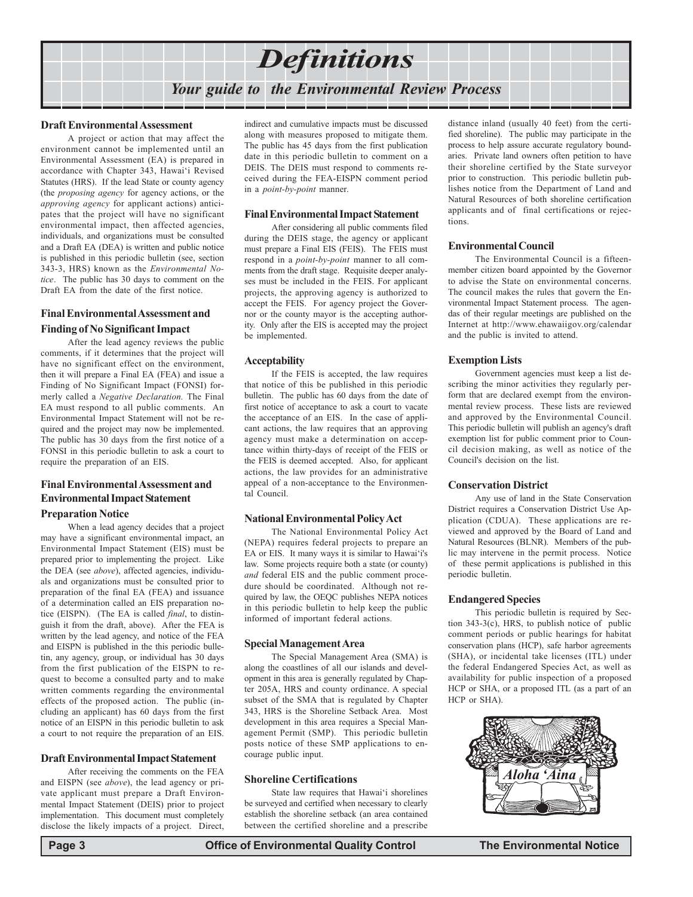# Definitions

## Your guide to the Environmental Review Process

### Draft Environmental Assessment

A project or action that may affect the environment cannot be implemented until an Environmental Assessment (EA) is prepared in accordance with Chapter 343, Hawai'i Revised Statutes (HRS). If the lead State or county agency (the *proposing agency* for agency actions, or the *approving agency* for applicant actions) anticipates that the project will have no significant environmental impact, then affected agencies, individuals, and organizations must be consulted and a Draft EA (DEA) is written and public notice is published in this periodic bulletin (see, section 343-3, HRS) known as the *Environmental Notice*. The public has 30 days to comment on the Draft EA from the date of the first notice.

### Final Environmental Assessment and Finding of No Significant Impact

After the lead agency reviews the public comments, if it determines that the project will have no significant effect on the environment, then it will prepare a Final EA (FEA) and issue a Finding of No Significant Impact (FONSI) formerly called a *Negative Declaration.* The Final EA must respond to all public comments. An Environmental Impact Statement will not be required and the project may now be implemented. The public has 30 days from the first notice of a FONSI in this periodic bulletin to ask a court to require the preparation of an EIS.

### Final Environmental Assessment and Environmental Impact Statement Preparation Notice

When a lead agency decides that a project may have a significant environmental impact, an Environmental Impact Statement (EIS) must be prepared prior to implementing the project. Like the DEA (see *above*), affected agencies, individuals and organizations must be consulted prior to preparation of the final EA (FEA) and issuance of a determination called an EIS preparation notice (EISPN). (The EA is called *final*, to distinguish it from the draft, above). After the FEA is written by the lead agency, and notice of the FEA and EISPN is published in the this periodic bulletin, any agency, group, or individual has 30 days from the first publication of the EISPN to request to become a consulted party and to make written comments regarding the environmental effects of the proposed action. The public (including an applicant) has 60 days from the first notice of an EISPN in this periodic bulletin to ask a court to not require the preparation of an EIS.

### Draft Environmental Impact Statement

After receiving the comments on the FEA and EISPN (see *above*), the lead agency or private applicant must prepare a Draft Environmental Impact Statement (DEIS) prior to project implementation. This document must completely disclose the likely impacts of a project. Direct, indirect and cumulative impacts must be discussed along with measures proposed to mitigate them. The public has 45 days from the first publication date in this periodic bulletin to comment on a DEIS. The DEIS must respond to comments received during the FEA-EISPN comment period in a *point-by-point* manner.

### Final Environmental Impact Statement

After considering all public comments filed during the DEIS stage, the agency or applicant must prepare a Final EIS (FEIS). The FEIS must respond in a *point-by-point* manner to all comments from the draft stage. Requisite deeper analyses must be included in the FEIS. For applicant projects, the approving agency is authorized to accept the FEIS. For agency project the Governor or the county mayor is the accepting authority. Only after the EIS is accepted may the project be implemented.

### Acceptability

If the FEIS is accepted, the law requires that notice of this be published in this periodic bulletin. The public has 60 days from the date of first notice of acceptance to ask a court to vacate the acceptance of an EIS. In the case of applicant actions, the law requires that an approving agency must make a determination on acceptance within thirty-days of receipt of the FEIS or the FEIS is deemed accepted. Also, for applicant actions, the law provides for an administrative appeal of a non-acceptance to the Environmental Council.

### National Environmental Policy Act

The National Environmental Policy Act (NEPA) requires federal projects to prepare an EA or EIS. It many ways it is similar to Hawai'i's law. Some projects require both a state (or county) *and* federal EIS and the public comment procedure should be coordinated. Although not required by law, the OEQC publishes NEPA notices in this periodic bulletin to help keep the public informed of important federal actions.

### Special Management Area

The Special Management Area (SMA) is along the coastlines of all our islands and development in this area is generally regulated by Chapter 205A, HRS and county ordinance. A special subset of the SMA that is regulated by Chapter 343, HRS is the Shoreline Setback Area. Most development in this area requires a Special Management Permit (SMP). This periodic bulletin posts notice of these SMP applications to encourage public input.

### Shoreline Certifications

State law requires that Hawai'i shorelines be surveyed and certified when necessary to clearly establish the shoreline setback (an area contained between the certified shoreline and a prescribe distance inland (usually 40 feet) from the certified shoreline). The public may participate in the process to help assure accurate regulatory boundaries. Private land owners often petition to have their shoreline certified by the State surveyor prior to construction. This periodic bulletin publishes notice from the Department of Land and Natural Resources of both shoreline certification applicants and of final certifications or rejections.

### Environmental Council

The Environmental Council is a fifteen-member citizen board appointed by the Governor to advise the State on environmental concerns. The council makes the rules that govern the Environmental Impact Statement process. The agendas of their regular meetings are published on the Internet at http://www.ehawaiigov.org/calendar and the public is invited to attend.

### Exemption Lists

Government agencies must keep a list describing the minor activities they regularly perform that are declared exempt from the environmental review process. These lists are reviewed and approved by the Environmental Council. This periodic bulletin will publish an agency's draft exemption list for public comment prior to Council decision making, as well as notice of the Council's decision on the list.

### Conservation District

Any use of land in the State Conservation District requires a Conservation District Use Application (CDUA). These applications are reviewed and approved by the Board of Land and Natural Resources (BLNR). Members of the public may intervene in the permit process. Notice of these permit applications is published in this periodic bulletin.

### Endangered Species

This periodic bulletin is required by Section 343-3(c), HRS, to publish notice of public comment periods or public hearings for habitat conservation plans (HCP), safe harbor agreements (SHA), or incidental take licenses (ITL) under the federal Endangered Species Act, as well as availability for public inspection of a proposed HCP or SHA, or a proposed ITL (as a part of an HCP or SHA).

*Aloha 'Aina*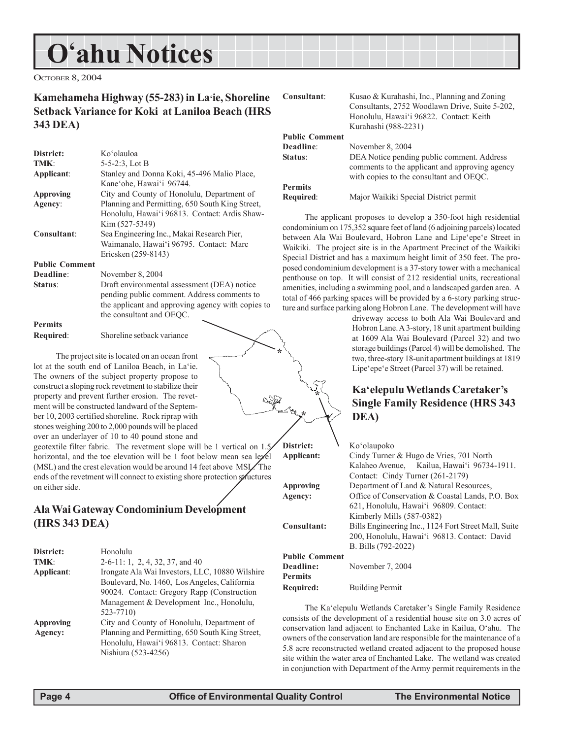# O'ahu Notices

OCTOBER 8, 2004

## Kamehameha Highway (55-283) in La'ie, Shoreline Setback Variance for Koki at Laniloa Beach (HRS 343 DEA)

| | |
|---|---|
| **District:** | Ko'olauloa |
| **TMK:** | 5-5-2:3, Lot B |
| **Applicant:** | Stanley and Donna Koki, 45-496 Malio Place, Kane'ohe, Hawai'i 96744. |
| **Approving Agency:** | City and County of Honolulu, Department of Planning and Permitting, 650 South King Street, Honolulu, Hawai'i 96813. Contact: Ardis Shaw-Kim (527-5349) |
| **Consultant:** | Sea Engineering Inc., Makai Research Pier, Waimanalo, Hawai'i 96795. Contact: Marc Ericsken (259-8143) |
| **Public Comment Deadline:** | November 8, 2004 |
| **Status:** | Draft environmental assessment (DEA) notice pending public comment. Address comments to the applicant and approving agency with copies to the consultant and OEQC. |
| **Permits Required:** | Shoreline setback variance |

The project site is located on an ocean front lot at the south end of Laniloa Beach, in La'ie. The owners of the subject property propose to construct a sloping rock revetment to stabilize their property and prevent further erosion. The revetment will be constructed landward of the September 10, 2003 certified shoreline. Rock riprap with stones weighing 200 to 2,000 pounds will be placed over an underlayer of 10 to 40 pound stone and geotextile filter fabric. The revetment slope will be 1 vertical on 1.5 horizontal, and the toe elevation will be 1 foot below mean sea level (MSL) and the crest elevation would be around 14 feet above MSL. The ends of the revetment will connect to existing shore protection structures on either side.

## Ala Wai Gateway Condominium Development (HRS 343 DEA)

| | |
|---|---|
| **District:** | Honolulu |
| **TMK:** | 2-6-11: 1, 2, 4, 32, 37, and 40 |
| **Applicant:** | Irongate Ala Wai Investors, LLC, 10880 Wilshire Boulevard, No. 1460, Los Angeles, California 90024. Contact: Gregory Rapp (Construction Management & Development Inc., Honolulu, 523-7710) |
| **Approving Agency:** | City and County of Honolulu, Department of Planning and Permitting, 650 South King Street, Honolulu, Hawai'i 96813. Contact: Sharon Nishiura (523-4256) |
| **Consultant:** | Kusao & Kurahashi, Inc., Planning and Zoning Consultants, 2752 Woodlawn Drive, Suite 5-202, Honolulu, Hawai'i 96822. Contact: Keith Kurahashi (988-2231) |
| **Public Comment Deadline:** | November 8, 2004 |
| **Status:** | DEA Notice pending public comment. Address comments to the applicant and approving agency with copies to the consultant and OEQC. |
| **Permits Required:** | Major Waikiki Special District permit |

The applicant proposes to develop a 350-foot high residential condominium on 175,352 square feet of land (6 adjoining parcels) located between Ala Wai Boulevard, Hobron Lane and Lipe'epe'e Street in Waikiki. The project site is in the Apartment Precinct of the Waikiki Special District and has a maximum height limit of 350 feet. The proposed condominium development is a 37-story tower with a mechanical penthouse on top. It will consist of 212 residential units, recreational amenities, including a swimming pool, and a landscaped garden area. A total of 466 parking spaces will be provided by a 6-story parking structure and surface parking along Hobron Lane. The development will have driveway access to both Ala Wai Boulevard and Hobron Lane. A 3-story, 18 unit apartment building at 1609 Ala Wai Boulevard (Parcel 32) and two storage buildings (Parcel 4) will be demolished. The two, three-story 18-unit apartment buildings at 1819 Lipe'epe'e Street (Parcel 37) will be retained.

## Ka'elepulu Wetlands Caretaker's Single Family Residence (HRS 343 DEA)

| | |
|---|---|
| **District:** | Ko'olaupoko |
| **Applicant:** | Cindy Turner & Hugo de Vries, 701 North Kalaheo Avenue, Kailua, Hawai'i 96734-1911. Contact: Cindy Turner (261-2179) |
| **Approving Agency:** | Department of Land & Natural Resources, Office of Conservation & Coastal Lands, P.O. Box 621, Honolulu, Hawai'i 96809. Contact: Kimberly Mills (587-0382) |
| **Consultant:** | Bills Engineering Inc., 1124 Fort Street Mall, Suite 200, Honolulu, Hawai'i 96813. Contact: David B. Bills (792-2022) |
| **Public Comment Deadline:** | November 7, 2004 |
| **Permits Required:** | Building Permit |

The Ka'elepulu Wetlands Caretaker's Single Family Residence consists of the development of a residential house site on 3.0 acres of conservation land adjacent to Enchanted Lake in Kailua, O'ahu. The owners of the conservation land are responsible for the maintenance of a 5.8 acre reconstructed wetland created adjacent to the proposed house site within the water area of Enchanted Lake. The wetland was created in conjunction with Department of the Army permit requirements in the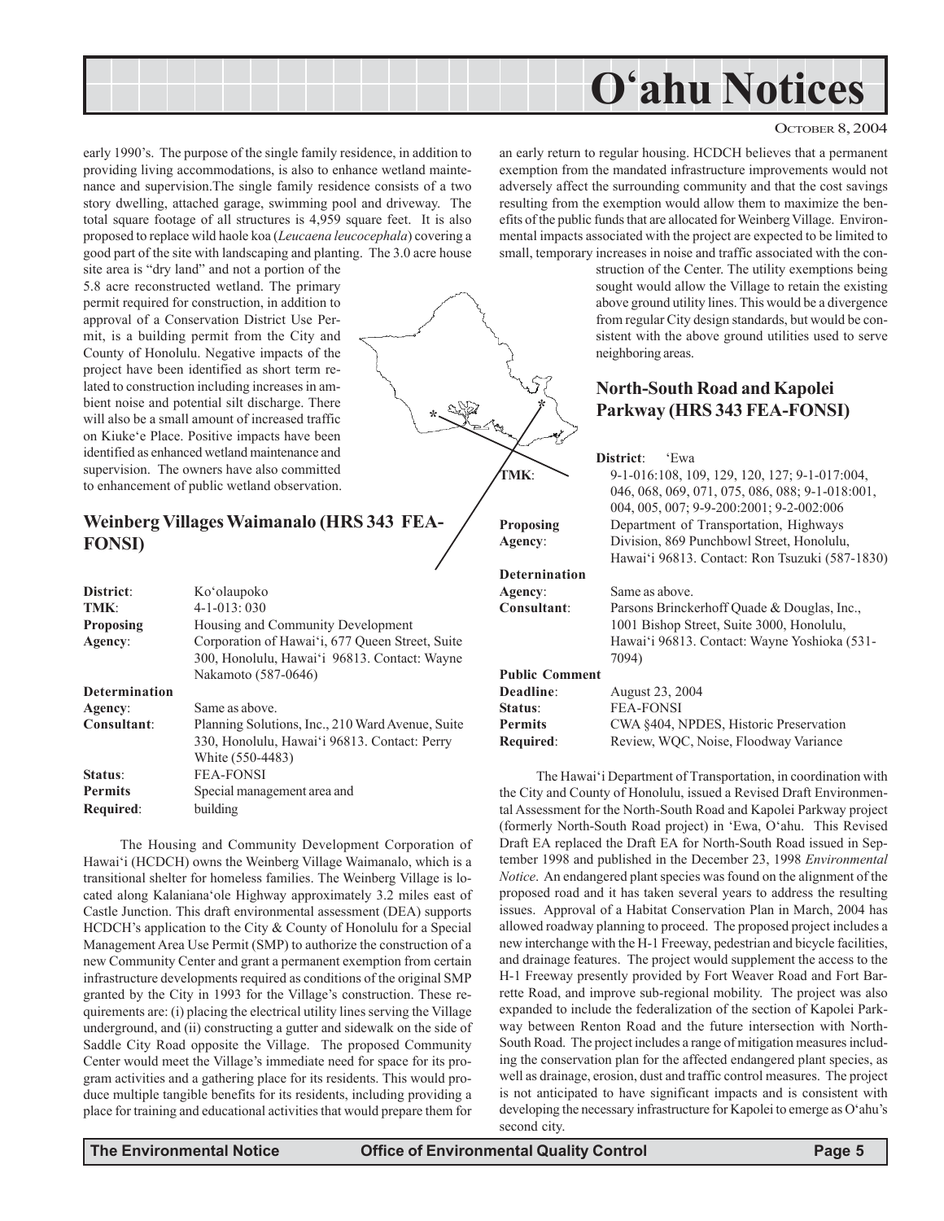early 1990's. The purpose of the single family residence, in addition to providing living accommodations, is also to enhance wetland maintenance and supervision.The single family residence consists of a two story dwelling, attached garage, swimming pool and driveway. The total square footage of all structures is 4,959 square feet. It is also proposed to replace wild haole koa (*Leucaena leucocephala*) covering a good part of the site with landscaping and planting. The 3.0 acre house site area is "dry land" and not a portion of the 5.8 acre reconstructed wetland. The primary permit required for construction, in addition to approval of a Conservation District Use Permit, is a building permit from the City and County of Honolulu. Negative impacts of the project have been identified as short term related to construction including increases in ambient noise and potential silt discharge. There will also be a small amount of increased traffic on Kiuke'e Place. Positive impacts have been identified as enhanced wetland maintenance and supervision. The owners have also committed to enhancement of public wetland observation.

## Weinberg Villages Waimanalo (HRS 343 FEA-FONSI)

**District**: Ko'olaupoko
**TMK**: 4-1-013: 030
**Proposing Agency**: Housing and Community Development Corporation of Hawai'i, 677 Queen Street, Suite 300, Honolulu, Hawai'i 96813. Contact: Wayne Nakamoto (587-0646)
**Determination Agency**: Same as above.
**Consultant**: Planning Solutions, Inc., 210 Ward Avenue, Suite 330, Honolulu, Hawai'i 96813. Contact: Perry White (550-4483)
**Status**: FEA-FONSI
**Permits Required**: Special management area and building

The Housing and Community Development Corporation of Hawai'i (HCDCH) owns the Weinberg Village Waimanalo, which is a transitional shelter for homeless families. The Weinberg Village is located along Kalaniana'ole Highway approximately 3.2 miles east of Castle Junction. This draft environmental assessment (DEA) supports HCDCH's application to the City & County of Honolulu for a Special Management Area Use Permit (SMP) to authorize the construction of a new Community Center and grant a permanent exemption from certain infrastructure developments required as conditions of the original SMP granted by the City in 1993 for the Village's construction. These requirements are: (i) placing the electrical utility lines serving the Village underground, and (ii) constructing a gutter and sidewalk on the side of Saddle City Road opposite the Village. The proposed Community Center would meet the Village's immediate need for space for its program activities and a gathering place for its residents. This would produce multiple tangible benefits for its residents, including providing a place for training and educational activities that would prepare them for an early return to regular housing. HCDCH believes that a permanent exemption from the mandated infrastructure improvements would not adversely affect the surrounding community and that the cost savings resulting from the exemption would allow them to maximize the benefits of the public funds that are allocated for Weinberg Village. Environmental impacts associated with the project are expected to be limited to small, temporary increases in noise and traffic associated with the construction of the Center. The utility exemptions being sought would allow the Village to retain the existing above ground utility lines. This would be a divergence from regular City design standards, but would be consistent with the above ground utilities used to serve neighboring areas.

## North-South Road and Kapolei Parkway (HRS 343 FEA-FONSI)

**District**: 'Ewa
**TMK**: 9-1-016:108, 109, 129, 120, 127; 9-1-017:004, 046, 068, 069, 071, 075, 086, 088; 9-1-018:001, 004, 005, 007; 9-9-200:2001; 9-2-002:006
**Proposing Agency**: Department of Transportation, Highways Division, 869 Punchbowl Street, Honolulu, Hawai'i 96813. Contact: Ron Tsuzuki (587-1830)
**Determination Agency**: Same as above.
**Consultant**: Parsons Brinckerhoff Quade & Douglas, Inc., 1001 Bishop Street, Suite 3000, Honolulu, Hawai'i 96813. Contact: Wayne Yoshioka (531-7094)
**Public Comment Deadline**: August 23, 2004
**Status**: FEA-FONSI
**Permits Required**: CWA §404, NPDES, Historic Preservation Review, WQC, Noise, Floodway Variance

The Hawai'i Department of Transportation, in coordination with the City and County of Honolulu, issued a Revised Draft Environmental Assessment for the North-South Road and Kapolei Parkway project (formerly North-South Road project) in 'Ewa, O'ahu. This Revised Draft EA replaced the Draft EA for North-South Road issued in September 1998 and published in the December 23, 1998 *Environmental Notice*. An endangered plant species was found on the alignment of the proposed road and it has taken several years to address the resulting issues. Approval of a Habitat Conservation Plan in March, 2004 has allowed roadway planning to proceed. The proposed project includes a new interchange with the H-1 Freeway, pedestrian and bicycle facilities, and drainage features. The project would supplement the access to the H-1 Freeway presently provided by Fort Weaver Road and Fort Barrette Road, and improve sub-regional mobility. The project was also expanded to include the federalization of the section of Kapolei Parkway between Renton Road and the future intersection with North-South Road. The project includes a range of mitigation measures including the conservation plan for the affected endangered plant species, as well as drainage, erosion, dust and traffic control measures. The project is not anticipated to have significant impacts and is consistent with developing the necessary infrastructure for Kapolei to emerge as O'ahu's second city.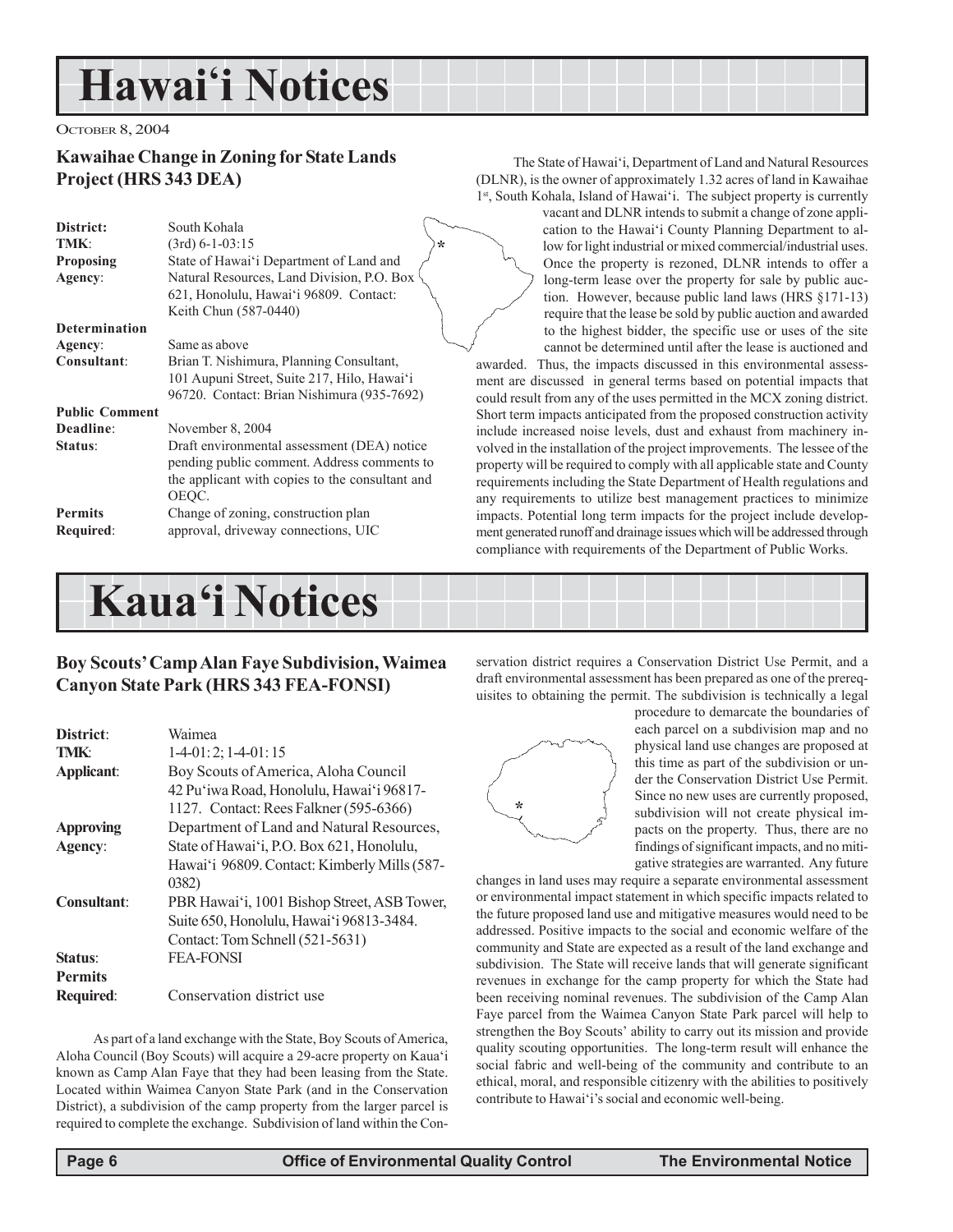# Hawai'i Notices

OCTOBER 8, 2004

## Kawaihae Change in Zoning for State Lands Project (HRS 343 DEA)

| | |
|---|---|
| **District:** | South Kohala |
| **TMK**: | (3rd) 6-1-03:15 |
| **Proposing Agency**: | State of Hawai'i Department of Land and Natural Resources, Land Division, P.O. Box 621, Honolulu, Hawai'i 96809. Contact: Keith Chun (587-0440) |
| **Determination Agency**: | Same as above |
| **Consultant**: | Brian T. Nishimura, Planning Consultant, 101 Aupuni Street, Suite 217, Hilo, Hawai'i 96720. Contact: Brian Nishimura (935-7692) |
| **Public Comment Deadline**: | November 8, 2004 |
| **Status**: | Draft environmental assessment (DEA) notice pending public comment. Address comments to the applicant with copies to the consultant and OEQC. |
| **Permits Required**: | Change of zoning, construction plan approval, driveway connections, UIC |

The State of Hawai'i, Department of Land and Natural Resources (DLNR), is the owner of approximately 1.32 acres of land in Kawaihae 1st, South Kohala, Island of Hawai'i. The subject property is currently vacant and DLNR intends to submit a change of zone application to the Hawai'i County Planning Department to allow for light industrial or mixed commercial/industrial uses. Once the property is rezoned, DLNR intends to offer a long-term lease over the property for sale by public auction. However, because public land laws (HRS §171-13) require that the lease be sold by public auction and awarded to the highest bidder, the specific use or uses of the site cannot be determined until after the lease is auctioned and awarded. Thus, the impacts discussed in this environmental assessment are discussed in general terms based on potential impacts that could result from any of the uses permitted in the MCX zoning district. Short term impacts anticipated from the proposed construction activity include increased noise levels, dust and exhaust from machinery involved in the installation of the project improvements. The lessee of the property will be required to comply with all applicable state and County requirements including the State Department of Health regulations and any requirements to utilize best management practices to minimize impacts. Potential long term impacts for the project include development generated runoff and drainage issues which will be addressed through compliance with requirements of the Department of Public Works.

# Kaua'i Notices

## Boy Scouts' Camp Alan Faye Subdivision, Waimea Canyon State Park (HRS 343 FEA-FONSI)

| | |
|---|---|
| **District**: | Waimea |
| **TMK**: | 1-4-01: 2; 1-4-01: 15 |
| **Applicant**: | Boy Scouts of America, Aloha Council 42 Pu'iwa Road, Honolulu, Hawai'i 96817-1127. Contact: Rees Falkner (595-6366) |
| **Approving Agency**: | Department of Land and Natural Resources, State of Hawai'i, P.O. Box 621, Honolulu, Hawai'i 96809. Contact: Kimberly Mills (587-0382) |
| **Consultant**: | PBR Hawai'i, 1001 Bishop Street, ASB Tower, Suite 650, Honolulu, Hawai'i 96813-3484. Contact: Tom Schnell (521-5631) |
| **Status**: | FEA-FONSI |
| **Permits Required**: | Conservation district use |

As part of a land exchange with the State, Boy Scouts of America, Aloha Council (Boy Scouts) will acquire a 29-acre property on Kaua'i known as Camp Alan Faye that they had been leasing from the State. Located within Waimea Canyon State Park (and in the Conservation District), a subdivision of the camp property from the larger parcel is required to complete the exchange. Subdivision of land within the Conservation district requires a Conservation District Use Permit, and a draft environmental assessment has been prepared as one of the prerequisites to obtaining the permit. The subdivision is technically a legal procedure to demarcate the boundaries of each parcel on a subdivision map and no physical land use changes are proposed at this time as part of the subdivision or under the Conservation District Use Permit. Since no new uses are currently proposed, subdivision will not create physical impacts on the property. Thus, there are no findings of significant impacts, and no mitigative strategies are warranted. Any future changes in land uses may require a separate environmental assessment or environmental impact statement in which specific impacts related to the future proposed land use and mitigative measures would need to be addressed. Positive impacts to the social and economic welfare of the community and State are expected as a result of the land exchange and subdivision. The State will receive lands that will generate significant revenues in exchange for the camp property for which the State had been receiving nominal revenues. The subdivision of the Camp Alan Faye parcel from the Waimea Canyon State Park parcel will help to strengthen the Boy Scouts' ability to carry out its mission and provide quality scouting opportunities. The long-term result will enhance the social fabric and well-being of the community and contribute to an ethical, moral, and responsible citizenry with the abilities to positively contribute to Hawai'i's social and economic well-being.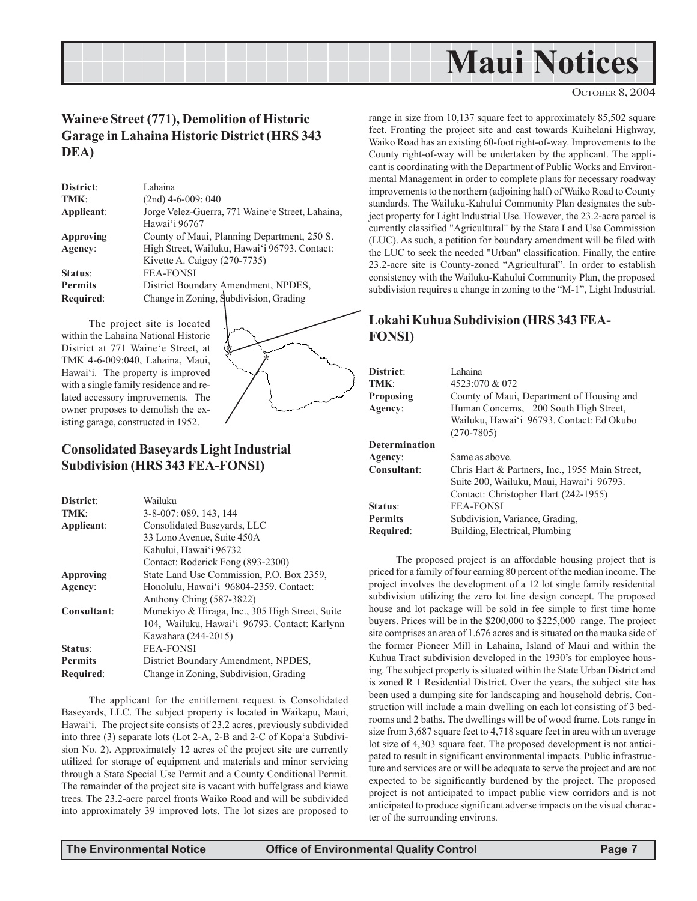# Maui Notices

OCTOBER 8, 2004

## Waine'e Street (771), Demolition of Historic Garage in Lahaina Historic District (HRS 343 DEA)

| | |
|---|---|
| **District**: | Lahaina |
| **TMK**: | (2nd) 4-6-009: 040 |
| **Applicant**: | Jorge Velez-Guerra, 771 Waine'e Street, Lahaina, Hawai'i 96767 |
| **Approving Agency**: | County of Maui, Planning Department, 250 S. High Street, Wailuku, Hawai'i 96793. Contact: Kivette A. Caigoy (270-7735) |
| **Status**: | FEA-FONSI |
| **Permits Required**: | District Boundary Amendment, NPDES, Change in Zoning, Subdivision, Grading |

The project site is located within the Lahaina National Historic District at 771 Waine'e Street, at TMK 4-6-009:040, Lahaina, Maui, Hawai'i. The property is improved with a single family residence and related accessory improvements. The owner proposes to demolish the existing garage, constructed in 1952.

## Consolidated Baseyards Light Industrial Subdivision (HRS 343 FEA-FONSI)

| | |
|---|---|
| **District**: | Wailuku |
| **TMK**: | 3-8-007: 089, 143, 144 |
| **Applicant**: | Consolidated Baseyards, LLC<br>33 Lono Avenue, Suite 450A<br>Kahului, Hawai'i 96732<br>Contact: Roderick Fong (893-2300) |
| **Approving Agency**: | State Land Use Commission, P.O. Box 2359, Honolulu, Hawai'i 96804-2359. Contact: Anthony Ching (587-3822) |
| **Consultant**: | Munekiyo & Hiraga, Inc., 305 High Street, Suite 104, Wailuku, Hawai'i 96793. Contact: Karlynn Kawahara (244-2015) |
| **Status**: | FEA-FONSI |
| **Permits Required**: | District Boundary Amendment, NPDES, Change in Zoning, Subdivision, Grading |

The applicant for the entitlement request is Consolidated Baseyards, LLC. The subject property is located in Waikapu, Maui, Hawai'i. The project site consists of 23.2 acres, previously subdivided into three (3) separate lots (Lot 2-A, 2-B and 2-C of Kopa'a Subdivision No. 2). Approximately 12 acres of the project site are currently utilized for storage of equipment and materials and minor servicing through a State Special Use Permit and a County Conditional Permit. The remainder of the project site is vacant with buffelgrass and kiawe trees. The 23.2-acre parcel fronts Waiko Road and will be subdivided into approximately 39 improved lots. The lot sizes are proposed to range in size from 10,137 square feet to approximately 85,502 square feet. Fronting the project site and east towards Kuihelani Highway, Waiko Road has an existing 60-foot right-of-way. Improvements to the County right-of-way will be undertaken by the applicant. The applicant is coordinating with the Department of Public Works and Environmental Management in order to complete plans for necessary roadway improvements to the northern (adjoining half) of Waiko Road to County standards. The Wailuku-Kahului Community Plan designates the subject property for Light Industrial Use. However, the 23.2-acre parcel is currently classified "Agricultural" by the State Land Use Commission (LUC). As such, a petition for boundary amendment will be filed with the LUC to seek the needed "Urban" classification. Finally, the entire 23.2-acre site is County-zoned "Agricultural". In order to establish consistency with the Wailuku-Kahului Community Plan, the proposed subdivision requires a change in zoning to the "M-1", Light Industrial.

## Lokahi Kuhua Subdivision (HRS 343 FEA-FONSI)

| | |
|---|---|
| **District**: | Lahaina |
| **TMK**: | 4523:070 & 072 |
| **Proposing Agency**: | County of Maui, Department of Housing and Human Concerns, 200 South High Street, Wailuku, Hawai'i 96793. Contact: Ed Okubo (270-7805) |
| **Determination Agency**: | Same as above. |
| **Consultant**: | Chris Hart & Partners, Inc., 1955 Main Street, Suite 200, Wailuku, Maui, Hawai'i 96793. Contact: Christopher Hart (242-1955) |
| **Status**: | FEA-FONSI |
| **Permits Required**: | Subdivision, Variance, Grading, Building, Electrical, Plumbing |

The proposed project is an affordable housing project that is priced for a family of four earning 80 percent of the median income. The project involves the development of a 12 lot single family residential subdivision utilizing the zero lot line design concept. The proposed house and lot package will be sold in fee simple to first time home buyers. Prices will be in the $200,000 to $225,000 range. The project site comprises an area of 1.676 acres and is situated on the mauka side of the former Pioneer Mill in Lahaina, Island of Maui and within the Kuhua Tract subdivision developed in the 1930's for employee housing. The subject property is situated within the State Urban District and is zoned R 1 Residential District. Over the years, the subject site has been used a dumping site for landscaping and household debris. Construction will include a main dwelling on each lot consisting of 3 bedrooms and 2 baths. The dwellings will be of wood frame. Lots range in size from 3,687 square feet to 4,718 square feet in area with an average lot size of 4,303 square feet. The proposed development is not anticipated to result in significant environmental impacts. Public infrastructure and services are or will be adequate to serve the project and are not expected to be significantly burdened by the project. The proposed project is not anticipated to impact public view corridors and is not anticipated to produce significant adverse impacts on the visual character of the surrounding environs.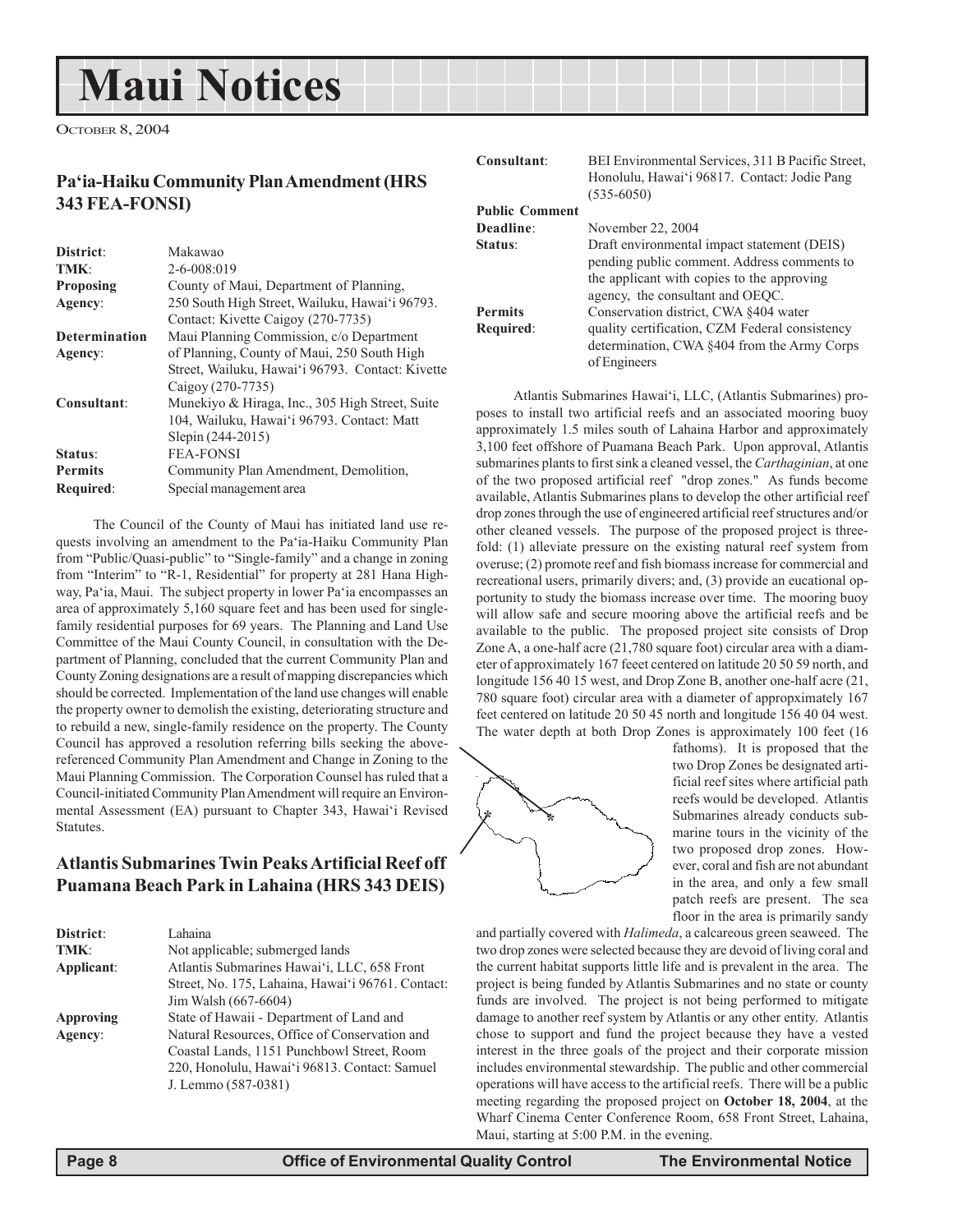# Maui Notices

OCTOBER 8, 2004

## Pa'ia-Haiku Community Plan Amendment (HRS 343 FEA-FONSI)

| | |
|---|---|
| **District**: | Makawao |
| **TMK**: | 2-6-008:019 |
| **Proposing Agency**: | County of Maui, Department of Planning, 250 South High Street, Wailuku, Hawai'i 96793. Contact: Kivette Caigoy (270-7735) |
| **Determination Agency**: | Maui Planning Commission, c/o Department of Planning, County of Maui, 250 South High Street, Wailuku, Hawai'i 96793. Contact: Kivette Caigoy (270-7735) |
| **Consultant**: | Munekiyo & Hiraga, Inc., 305 High Street, Suite 104, Wailuku, Hawai'i 96793. Contact: Matt Slepin (244-2015) |
| **Status**: | FEA-FONSI |
| **Permits Required**: | Community Plan Amendment, Demolition, Special management area |

The Council of the County of Maui has initiated land use requests involving an amendment to the Pa'ia-Haiku Community Plan from "Public/Quasi-public" to "Single-family" and a change in zoning from "Interim" to "R-1, Residential" for property at 281 Hana Highway, Pa'ia, Maui. The subject property in lower Pa'ia encompasses an area of approximately 5,160 square feet and has been used for single-family residential purposes for 69 years. The Planning and Land Use Committee of the Maui County Council, in consultation with the Department of Planning, concluded that the current Community Plan and County Zoning designations are a result of mapping discrepancies which should be corrected. Implementation of the land use changes will enable the property owner to demolish the existing, deteriorating structure and to rebuild a new, single-family residence on the property. The County Council has approved a resolution referring bills seeking the above-referenced Community Plan Amendment and Change in Zoning to the Maui Planning Commission. The Corporation Counsel has ruled that a Council-initiated Community Plan Amendment will require an Environmental Assessment (EA) pursuant to Chapter 343, Hawai'i Revised Statutes.

## Atlantis Submarines Twin Peaks Artificial Reef off Puamana Beach Park in Lahaina (HRS 343 DEIS)

| | |
|---|---|
| **District**: | Lahaina |
| **TMK**: | Not applicable; submerged lands |
| **Applicant**: | Atlantis Submarines Hawai'i, LLC, 658 Front Street, No. 175, Lahaina, Hawai'i 96761. Contact: Jim Walsh (667-6604) |
| **Approving Agency**: | State of Hawaii - Department of Land and Natural Resources, Office of Conservation and Coastal Lands, 1151 Punchbowl Street, Room 220, Honolulu, Hawai'i 96813. Contact: Samuel J. Lemmo (587-0381) |
| **Consultant**: | BEI Environmental Services, 311 B Pacific Street, Honolulu, Hawai'i 96817. Contact: Jodie Pang (535-6050) |
| **Public Comment Deadline**: | November 22, 2004 |
| **Status**: | Draft environmental impact statement (DEIS) pending public comment. Address comments to the applicant with copies to the approving agency, the consultant and OEQC. |
| **Permits Required**: | Conservation district, CWA §404 water quality certification, CZM Federal consistency determination, CWA §404 from the Army Corps of Engineers |

Atlantis Submarines Hawai'i, LLC, (Atlantis Submarines) proposes to install two artificial reefs and an associated mooring buoy approximately 1.5 miles south of Lahaina Harbor and approximately 3,100 feet offshore of Puamana Beach Park. Upon approval, Atlantis submarines plants to first sink a cleaned vessel, the *Carthaginian*, at one of the two proposed artificial reef "drop zones." As funds become available, Atlantis Submarines plans to develop the other artificial reef drop zones through the use of engineered artificial reef structures and/or other cleaned vessels. The purpose of the proposed project is three-fold: (1) alleviate pressure on the existing natural reef system from overuse; (2) promote reef and fish biomass increase for commercial and recreational users, primarily divers; and, (3) provide an eucational opportunity to study the biomass increase over time. The mooring buoy will allow safe and secure mooring above the artificial reefs and be available to the public. The proposed project site consists of Drop Zone A, a one-half acre (21,780 square foot) circular area with a diameter of approximately 167 feeet centered on latitude 20 50 59 north, and longitude 156 40 15 west, and Drop Zone B, another one-half acre (21, 780 square foot) circular area with a diameter of appropximately 167 feet centered on latitude 20 50 45 north and longitude 156 40 04 west. The water depth at both Drop Zones is approximately 100 feet (16 fathoms). It is proposed that the two Drop Zones be designated artificial reef sites where artificial path reefs would be developed. Atlantis Submarines already conducts submarine tours in the vicinity of the two proposed drop zones. However, coral and fish are not abundant in the area, and only a few small patch reefs are present. The sea floor in the area is primarily sandy and partially covered with *Halimeda*, a calcareous green seaweed. The two drop zones were selected because they are devoid of living coral and the current habitat supports little life and is prevalent in the area. The project is being funded by Atlantis Submarines and no state or county funds are involved. The project is not being performed to mitigate damage to another reef system by Atlantis or any other entity. Atlantis chose to support and fund the project because they have a vested interest in the three goals of the project and their corporate mission includes environmental stewardship. The public and other commercial operations will have access to the artificial reefs. There will be a public meeting regarding the proposed project on **October 18, 2004**, at the Wharf Cinema Center Conference Room, 658 Front Street, Lahaina, Maui, starting at 5:00 P.M. in the evening.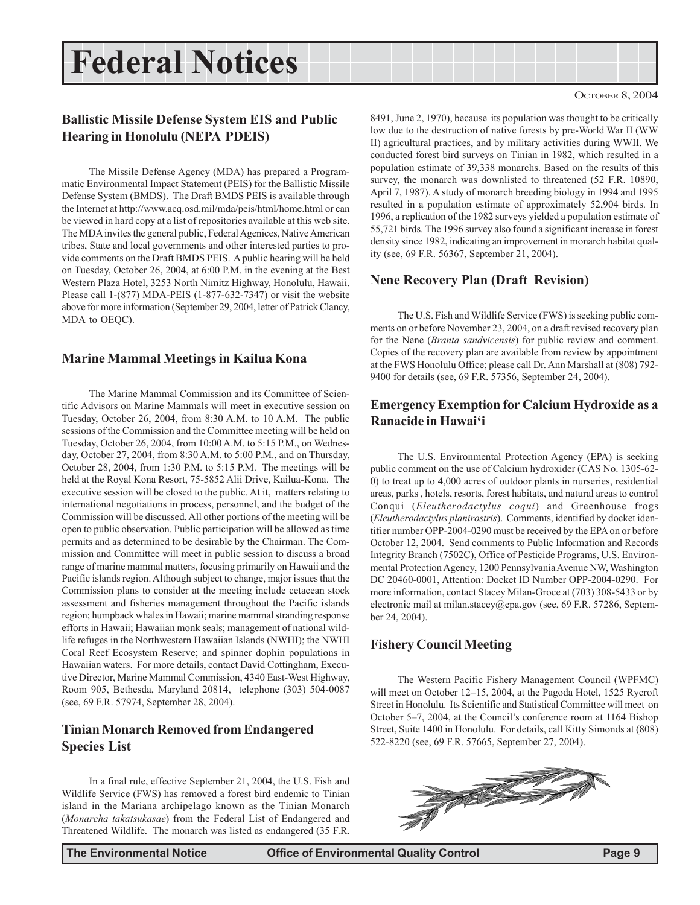# Federal Notices

OCTOBER 8, 2004

## Ballistic Missile Defense System EIS and Public Hearing in Honolulu (NEPA PDEIS)

The Missile Defense Agency (MDA) has prepared a Programmatic Environmental Impact Statement (PEIS) for the Ballistic Missile Defense System (BMDS). The Draft BMDS PEIS is available through the Internet at http://www.acq.osd.mil/mda/peis/html/home.html or can be viewed in hard copy at a list of repositories available at this web site. The MDA invites the general public, Federal Agenices, Native American tribes, State and local governments and other interested parties to provide comments on the Draft BMDS PEIS. A public hearing will be held on Tuesday, October 26, 2004, at 6:00 P.M. in the evening at the Best Western Plaza Hotel, 3253 North Nimitz Highway, Honolulu, Hawaii. Please call 1-(877) MDA-PEIS (1-877-632-7347) or visit the website above for more information (September 29, 2004, letter of Patrick Clancy, MDA to OEQC).

## Marine Mammal Meetings in Kailua Kona

The Marine Mammal Commission and its Committee of Scientific Advisors on Marine Mammals will meet in executive session on Tuesday, October 26, 2004, from 8:30 A.M. to 10 A.M. The public sessions of the Commission and the Committee meeting will be held on Tuesday, October 26, 2004, from 10:00 A.M. to 5:15 P.M., on Wednesday, October 27, 2004, from 8:30 A.M. to 5:00 P.M., and on Thursday, October 28, 2004, from 1:30 P.M. to 5:15 P.M. The meetings will be held at the Royal Kona Resort, 75-5852 Alii Drive, Kailua-Kona. The executive session will be closed to the public. At it, matters relating to international negotiations in process, personnel, and the budget of the Commission will be discussed. All other portions of the meeting will be open to public observation. Public participation will be allowed as time permits and as determined to be desirable by the Chairman. The Commission and Committee will meet in public session to discuss a broad range of marine mammal matters, focusing primarily on Hawaii and the Pacific islands region. Although subject to change, major issues that the Commission plans to consider at the meeting include cetacean stock assessment and fisheries management throughout the Pacific islands region; humpback whales in Hawaii; marine mammal stranding response efforts in Hawaii; Hawaiian monk seals; management of national wildlife refuges in the Northwestern Hawaiian Islands (NWHI); the NWHI Coral Reef Ecosystem Reserve; and spinner dophin populations in Hawaiian waters. For more details, contact David Cottingham, Executive Director, Marine Mammal Commission, 4340 East-West Highway, Room 905, Bethesda, Maryland 20814, telephone (303) 504-0087 (see, 69 F.R. 57974, September 28, 2004).

## Tinian Monarch Removed from Endangered Species List

In a final rule, effective September 21, 2004, the U.S. Fish and Wildlife Service (FWS) has removed a forest bird endemic to Tinian island in the Mariana archipelago known as the Tinian Monarch (*Monarcha takatsukasae*) from the Federal List of Endangered and Threatened Wildlife. The monarch was listed as endangered (35 F.R. 8491, June 2, 1970), because its population was thought to be critically low due to the destruction of native forests by pre-World War II (WW II) agricultural practices, and by military activities during WWII. We conducted forest bird surveys on Tinian in 1982, which resulted in a population estimate of 39,338 monarchs. Based on the results of this survey, the monarch was downlisted to threatened (52 F.R. 10890, April 7, 1987). A study of monarch breeding biology in 1994 and 1995 resulted in a population estimate of approximately 52,904 birds. In 1996, a replication of the 1982 surveys yielded a population estimate of 55,721 birds. The 1996 survey also found a significant increase in forest density since 1982, indicating an improvement in monarch habitat quality (see, 69 F.R. 56367, September 21, 2004).

## Nene Recovery Plan (Draft Revision)

The U.S. Fish and Wildlife Service (FWS) is seeking public comments on or before November 23, 2004, on a draft revised recovery plan for the Nene (*Branta sandvicensis*) for public review and comment. Copies of the recovery plan are available from review by appointment at the FWS Honolulu Office; please call Dr. Ann Marshall at (808) 792-9400 for details (see, 69 F.R. 57356, September 24, 2004).

## Emergency Exemption for Calcium Hydroxide as a Ranacide in Hawai'i

The U.S. Environmental Protection Agency (EPA) is seeking public comment on the use of Calcium hydroxider (CAS No. 1305-62-0) to treat up to 4,000 acres of outdoor plants in nurseries, residential areas, parks , hotels, resorts, forest habitats, and natural areas to control Conqui (*Eleutherodactylus coqui*) and Greenhouse frogs (*Eleutherodactylus planirostris*). Comments, identified by docket identifier number OPP-2004-0290 must be received by the EPA on or before October 12, 2004. Send comments to Public Information and Records Integrity Branch (7502C), Office of Pesticide Programs, U.S. Environmental Protection Agency, 1200 Pennsylvania Avenue NW, Washington DC 20460-0001, Attention: Docket ID Number OPP-2004-0290. For more information, contact Stacey Milan-Groce at (703) 308-5433 or by electronic mail at milan.stacey@epa.gov (see, 69 F.R. 57286, September 24, 2004).

## Fishery Council Meeting

The Western Pacific Fishery Management Council (WPFMC) will meet on October 12–15, 2004, at the Pagoda Hotel, 1525 Rycroft Street in Honolulu. Its Scientific and Statistical Committee will meet on October 5–7, 2004, at the Council's conference room at 1164 Bishop Street, Suite 1400 in Honolulu. For details, call Kitty Simonds at (808) 522-8220 (see, 69 F.R. 57665, September 27, 2004).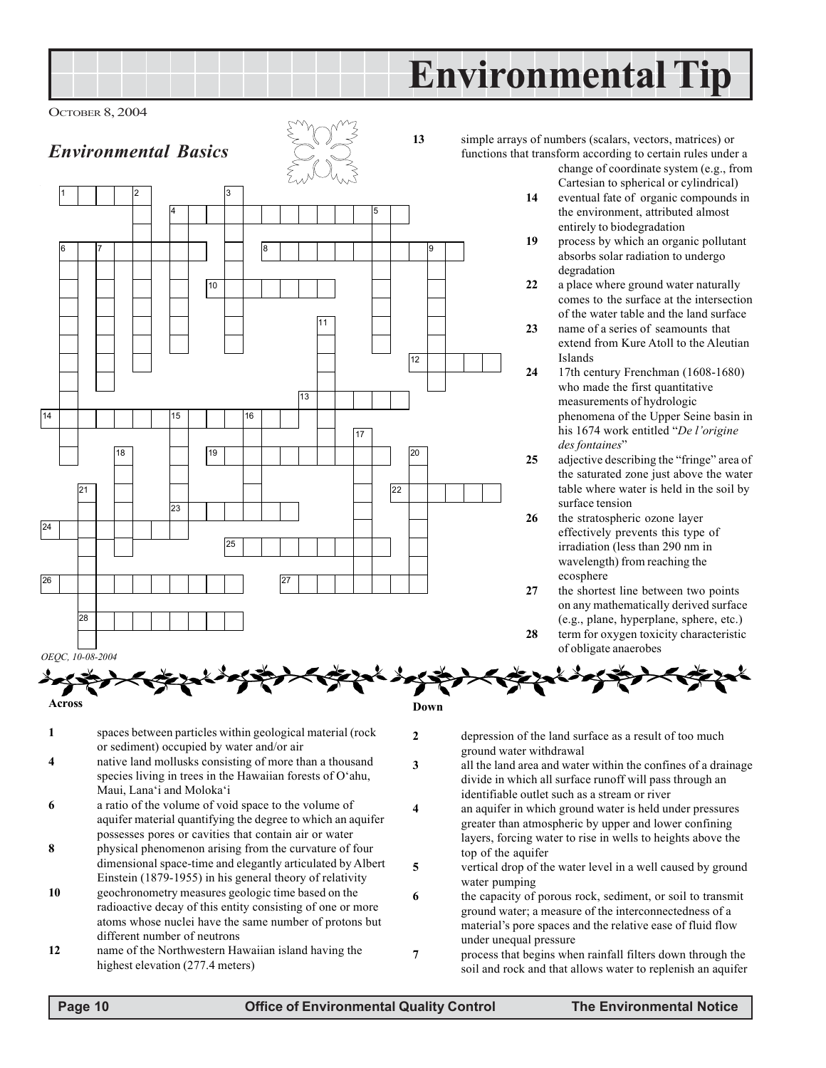# Environmental Tip

OCTOBER 8, 2004

## *Environmental Basics*

OEQC, 10-08-2004

**Across**

**1** spaces between particles within geological material (rock or sediment) occupied by water and/or air

**4** native land mollusks consisting of more than a thousand species living in trees in the Hawaiian forests of O'ahu, Maui, Lana'i and Moloka'i

**6** a ratio of the volume of void space to the volume of aquifer material quantifying the degree to which an aquifer possesses pores or cavities that contain air or water

**8** physical phenomenon arising from the curvature of four dimensional space-time and elegantly articulated by Albert Einstein (1879-1955) in his general theory of relativity

**10** geochronometry measures geologic time based on the radioactive decay of this entity consisting of one or more atoms whose nuclei have the same number of protons but different number of neutrons

**12** name of the Northwestern Hawaiian island having the highest elevation (277.4 meters)

**13** simple arrays of numbers (scalars, vectors, matrices) or functions that transform according to certain rules under a change of coordinate system (e.g., from Cartesian to spherical or cylindrical)

**14** eventual fate of organic compounds in the environment, attributed almost entirely to biodegradation

**19** process by which an organic pollutant absorbs solar radiation to undergo degradation

**22** a place where ground water naturally comes to the surface at the intersection of the water table and the land surface

**23** name of a series of seamounts that extend from Kure Atoll to the Aleutian Islands

**24** 17th century Frenchman (1608-1680) who made the first quantitative measurements of hydrologic phenomena of the Upper Seine basin in his 1674 work entitled "*De l'origine des fontaines*"

**25** adjective describing the "fringe" area of the saturated zone just above the water table where water is held in the soil by surface tension

**26** the stratospheric ozone layer effectively prevents this type of irradiation (less than 290 nm in wavelength) from reaching the ecosphere

**27** the shortest line between two points on any mathematically derived surface (e.g., plane, hyperplane, sphere, etc.)

**28** term for oxygen toxicity characteristic of obligate anaerobes

**Down**

**2** depression of the land surface as a result of too much ground water withdrawal

**3** all the land area and water within the confines of a drainage divide in which all surface runoff will pass through an identifiable outlet such as a stream or river

**4** an aquifer in which ground water is held under pressures greater than atmospheric by upper and lower confining layers, forcing water to rise in wells to heights above the top of the aquifer

**5** vertical drop of the water level in a well caused by ground water pumping

**6** the capacity of porous rock, sediment, or soil to transmit ground water; a measure of the interconnectedness of a material's pore spaces and the relative ease of fluid flow under unequal pressure

**7** process that begins when rainfall filters down through the soil and rock and that allows water to replenish an aquifer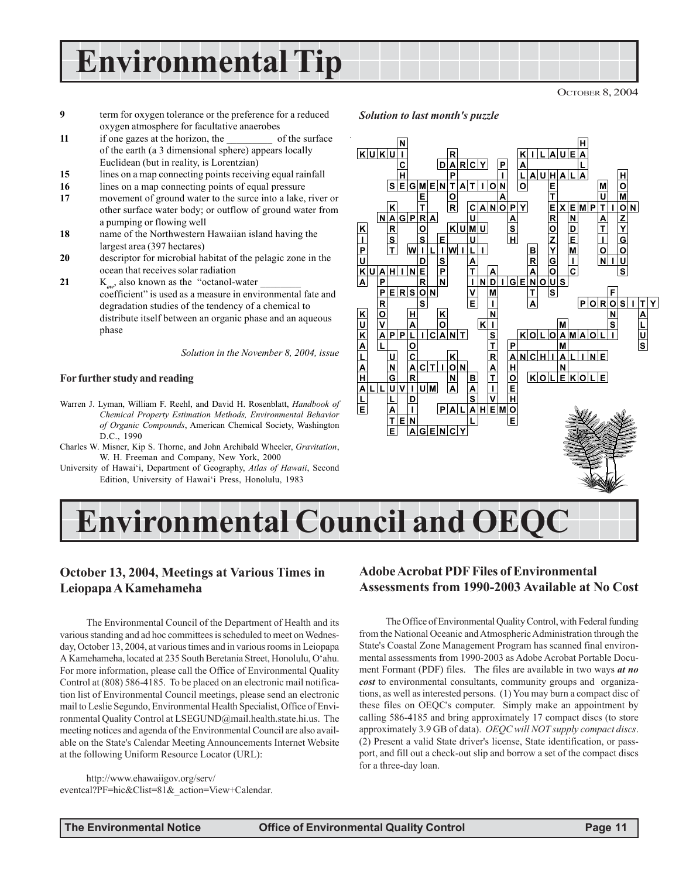# Environmental Tip

OCTOBER 8, 2004

- **9** term for oxygen tolerance or the preference for a reduced oxygen atmosphere for facultative anaerobes
- **11** if one gazes at the horizon, the _________ of the surface of the earth (a 3 dimensional sphere) appears locally Euclidean (but in reality, is Lorentzian)
- **15** lines on a map connecting points receiving equal rainfall
- **16** lines on a map connecting points of equal pressure
- **17** movement of ground water to the surce into a lake, river or other surface water body; or outflow of ground water from a pumping or flowing well
- **18** name of the Northwestern Hawaiian island having the largest area (397 hectares)
- **20** descriptor for microbial habitat of the pelagic zone in the ocean that receives solar radiation
- **21** $K_{ow}$, also known as the "octanol-water ________ coefficient" is used as a measure in environmental fate and degradation studies of the tendency of a chemical to distribute itself between an organic phase and an aqueous phase

*Solution in the November 8, 2004, issue*

**For further study and reading**

Warren J. Lyman, William F. Reehl, and David H. Rosenblatt, *Handbook of Chemical Property Estimation Methods, Environmental Behavior of Organic Compounds*, American Chemical Society, Washington D.C., 1990

Charles W. Misner, Kip S. Thorne, and John Archibald Wheeler, *Gravitation*, W. H. Freeman and Company, New York, 2000

University of Hawai'i, Department of Geography, *Atlas of Hawaii*, Second Edition, University of Hawai'i Press, Honolulu, 1983

***Solution to last month's puzzle***

# Environmental Council and OEQC

## October 13, 2004, Meetings at Various Times in Leiopapa A Kamehameha

The Environmental Council of the Department of Health and its various standing and ad hoc committees is scheduled to meet on Wednesday, October 13, 2004, at various times and in various rooms in Leiopapa A Kamehameha, located at 235 South Beretania Street, Honolulu, O'ahu. For more information, please call the Office of Environmental Quality Control at (808) 586-4185. To be placed on an electronic mail notification list of Environmental Council meetings, please send an electronic mail to Leslie Segundo, Environmental Health Specialist, Office of Environmental Quality Control at LSEGUND@mail.health.state.hi.us. The meeting notices and agenda of the Environmental Council are also available on the State's Calendar Meeting Announcements Internet Website at the following Uniform Resource Locator (URL):

http://www.ehawaiigov.org/serv/eventcal?PF=hic&Clist=81&_action=View+Calendar.

## Adobe Acrobat PDF Files of Environmental Assessments from 1990-2003 Available at No Cost

The Office of Environmental Quality Control, with Federal funding from the National Oceanic and Atmospheric Administration through the State's Coastal Zone Management Program has scanned final environmental assessments from 1990-2003 as Adobe Acrobat Portable Document Formant (PDF) files. The files are available in two ways ***at no cost*** to environmental consultants, community groups and organizations, as well as interested persons. (1) You may burn a compact disc of these files on OEQC's computer. Simply make an appointment by calling 586-4185 and bring approximately 17 compact discs (to store approximately 3.9 GB of data). *OEQC will NOT supply compact discs*. (2) Present a valid State driver's license, State identification, or passport, and fill out a check-out slip and borrow a set of the compact discs for a three-day loan.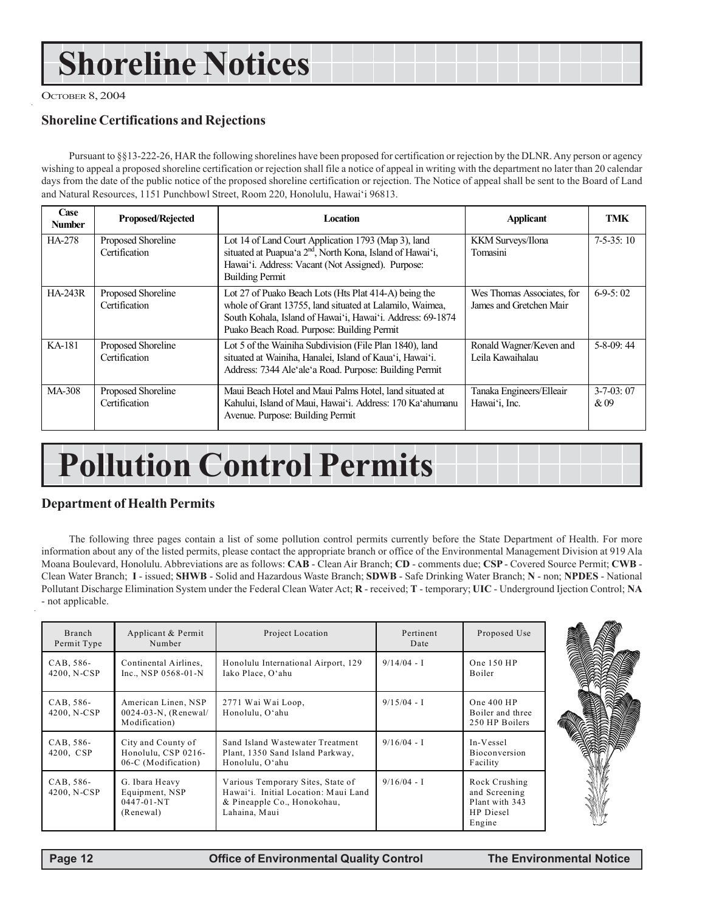# Shoreline Notices

OCTOBER 8, 2004

## Shoreline Certifications and Rejections

Pursuant to §§13-222-26, HAR the following shorelines have been proposed for certification or rejection by the DLNR. Any person or agency wishing to appeal a proposed shoreline certification or rejection shall file a notice of appeal in writing with the department no later than 20 calendar days from the date of the public notice of the proposed shoreline certification or rejection. The Notice of appeal shall be sent to the Board of Land and Natural Resources, 1151 Punchbowl Street, Room 220, Honolulu, Hawai'i 96813.

| Case Number | Proposed/Rejected | Location | Applicant | TMK |
|---|---|---|---|---|
| HA-278 | Proposed Shoreline Certification | Lot 14 of Land Court Application 1793 (Map 3), land situated at Puapua'a 2nd, North Kona, Island of Hawai'i, Hawai'i. Address: Vacant (Not Assigned). Purpose: Building Permit | KKM Surveys/Ilona Tomasini | 7-5-35: 10 |
| HA-243R | Proposed Shoreline Certification | Lot 27 of Puako Beach Lots (Hts Plat 414-A) being the whole of Grant 13755, land situated at Lalamilo, Waimea, South Kohala, Island of Hawai'i, Hawai'i. Address: 69-1874 Puako Beach Road. Purpose: Building Permit | Wes Thomas Associates, for James and Gretchen Mair | 6-9-5: 02 |
| KA-181 | Proposed Shoreline Certification | Lot 5 of the Wainiha Subdivision (File Plan 1840), land situated at Wainiha, Hanalei, Island of Kaua'i, Hawai'i. Address: 7344 Ale'ale'a Road. Purpose: Building Permit | Ronald Wagner/Keven and Leila Kawaihalau | 5-8-09: 44 |
| MA-308 | Proposed Shoreline Certification | Maui Beach Hotel and Maui Palms Hotel, land situated at Kahului, Island of Maui, Hawai'i. Address: 170 Ka'ahumanu Avenue. Purpose: Building Permit | Tanaka Engineers/Elleair Hawai'i, Inc. | 3-7-03: 07 & 09 |

# Pollution Control Permits

## Department of Health Permits

The following three pages contain a list of some pollution control permits currently before the State Department of Health. For more information about any of the listed permits, please contact the appropriate branch or office of the Environmental Management Division at 919 Ala Moana Boulevard, Honolulu. Abbreviations are as follows: **CAB** - Clean Air Branch; **CD** - comments due; **CSP** - Covered Source Permit; **CWB** - Clean Water Branch; **I** - issued; **SHWB** - Solid and Hazardous Waste Branch; **SDWB** - Safe Drinking Water Branch; **N** - non; **NPDES** - National Pollutant Discharge Elimination System under the Federal Clean Water Act; **R** - received; **T** - temporary; **UIC** - Underground Ijection Control; **NA** - not applicable.

| Branch Permit Type | Applicant & Permit Number | Project Location | Pertinent Date | Proposed Use |
|---|---|---|---|---|
| CAB, 586-4200, N-CSP | Continental Airlines, Inc., NSP 0568-01-N | Honolulu International Airport, 129 Iako Place, O'ahu | 9/14/04 - I | One 150 HP Boiler |
| CAB, 586-4200, N-CSP | American Linen, NSP 0024-03-N, (Renewal/ Modification) | 2771 Wai Wai Loop, Honolulu, O'ahu | 9/15/04 - I | One 400 HP Boiler and three 250 HP Boilers |
| CAB, 586-4200, CSP | City and County of Honolulu, CSP 0216-06-C (Modification) | Sand Island Wastewater Treatment Plant, 1350 Sand Island Parkway, Honolulu, O'ahu | 9/16/04 - I | In-Vessel Bioconversion Facility |
| CAB, 586-4200, N-CSP | G. Ibara Heavy Equipment, NSP 0447-01-NT (Renewal) | Various Temporary Sites, State of Hawai'i. Initial Location: Maui Land & Pineapple Co., Honokohau, Lahaina, Maui | 9/16/04 - I | Rock Crushing and Screening Plant with 343 HP Diesel Engine |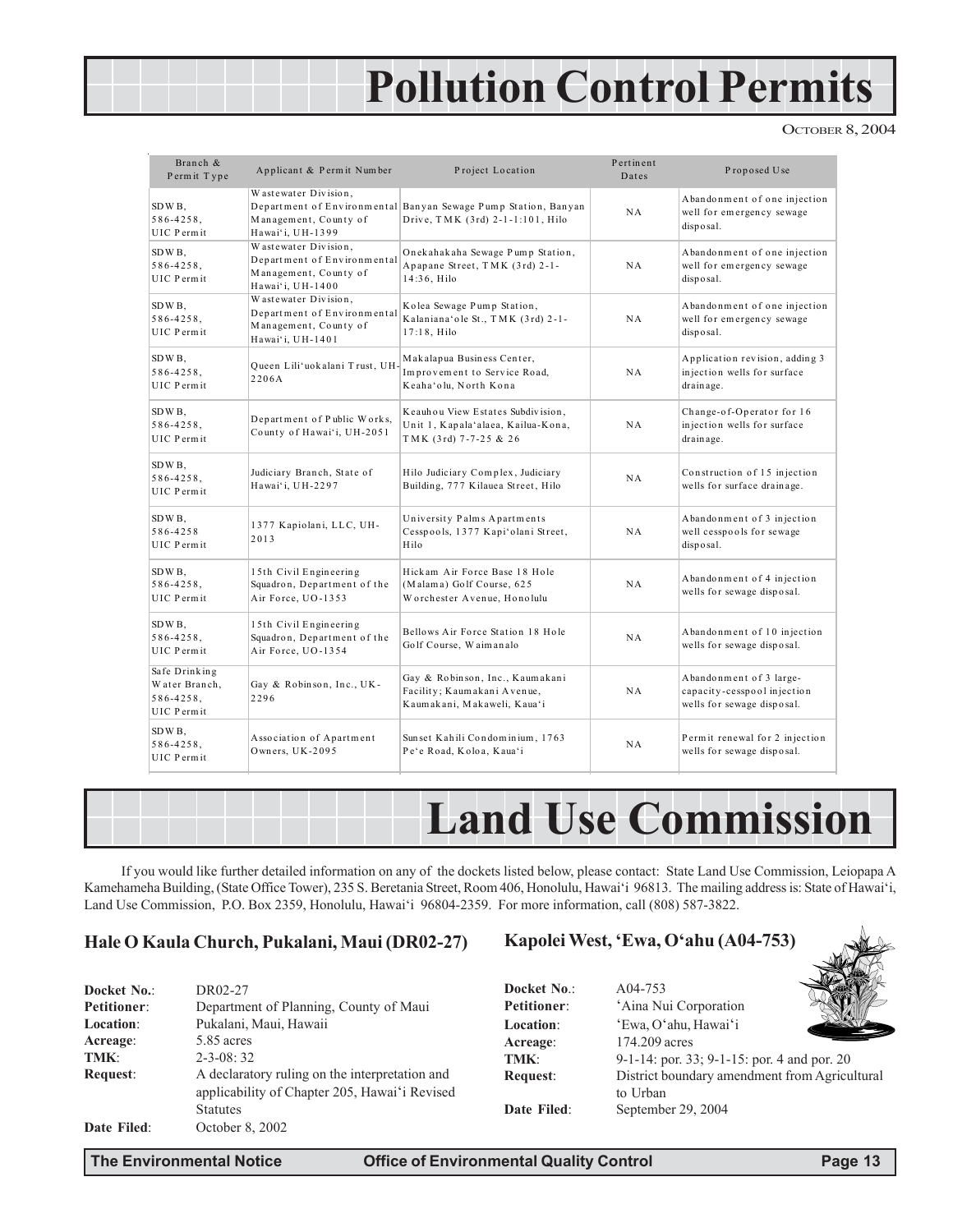# Pollution Control Permits

October 8, 2004

| Branch & Permit Type | Applicant & Permit Number | Project Location | Pertinent Dates | Proposed Use |
|---|---|---|---|---|
| SDWB, 586-4258, UIC Permit | Wastewater Division, Department of Environmental Management, County of Hawai'i, UH-1399 | Banyan Sewage Pump Station, Banyan Drive, TMK (3rd) 2-1-1:101, Hilo | NA | Abandonment of one injection well for emergency sewage disposal. |
| SDWB, 586-4258, UIC Permit | Wastewater Division, Department of Environmental Management, County of Hawai'i, UH-1400 | Onekahakaha Sewage Pump Station, Apapane Street, TMK (3rd) 2-1-14:36, Hilo | NA | Abandonment of one injection well for emergency sewage disposal. |
| SDWB, 586-4258, UIC Permit | Wastewater Division, Department of Environmental Management, County of Hawai'i, UH-1401 | Kolea Sewage Pump Station, Kalaniana'ole St., TMK (3rd) 2-1-17:18, Hilo | NA | Abandonment of one injection well for emergency sewage disposal. |
| SDWB, 586-4258, UIC Permit | Queen Lili'uokalani Trust, UH-2206A | Makalapua Business Center, Improvement to Service Road, Keaha'olu, North Kona | NA | Application revision, adding 3 injection wells for surface drainage. |
| SDWB, 586-4258, UIC Permit | Department of Public Works, County of Hawai'i, UH-2051 | Keauhou View Estates Subdivision, Unit 1, Kapala'alaea, Kailua-Kona, TMK (3rd) 7-7-25 & 26 | NA | Change-of-Operator for 16 injection wells for surface drainage. |
| SDWB, 586-4258, UIC Permit | Judiciary Branch, State of Hawai'i, UH-2297 | Hilo Judiciary Complex, Judiciary Building, 777 Kilauea Street, Hilo | NA | Construction of 15 injection wells for surface drainage. |
| SDWB, 586-4258 UIC Permit | 1377 Kapiolani, LLC, UH-2013 | University Palms Apartments Cesspools, 1377 Kapi'olani Street, Hilo | NA | Abandonment of 3 injection well cesspools for sewage disposal. |
| SDWB, 586-4258, UIC Permit | 15th Civil Engineering Squadron, Department of the Air Force, UO-1353 | Hickam Air Force Base 18 Hole (Malama) Golf Course, 625 Worchester Avenue, Honolulu | NA | Abandonment of 4 injection wells for sewage disposal. |
| SDWB, 586-4258, UIC Permit | 15th Civil Engineering Squadron, Department of the Air Force, UO-1354 | Bellows Air Force Station 18 Hole Golf Course, Waimanalo | NA | Abandonment of 10 injection wells for sewage disposal. |
| Safe Drinking Water Branch, 586-4258, UIC Permit | Gay & Robinson, Inc., UK-2296 | Gay & Robinson, Inc., Kaumakani Facility; Kaumakani Avenue, Kaumakani, Makaweli, Kaua'i | NA | Abandonment of 3 large-capacity-cesspool injection wells for sewage disposal. |
| SDWB, 586-4258, UIC Permit | Association of Apartment Owners, UK-2095 | Sunset Kahili Condominium, 1763 Pe'e Road, Koloa, Kaua'i | NA | Permit renewal for 2 injection wells for sewage disposal. |

# Land Use Commission

If you would like further detailed information on any of the dockets listed below, please contact: State Land Use Commission, Leiopapa A Kamehameha Building, (State Office Tower), 235 S. Beretania Street, Room 406, Honolulu, Hawai'i 96813. The mailing address is: State of Hawai'i, Land Use Commission, P.O. Box 2359, Honolulu, Hawai'i 96804-2359. For more information, call (808) 587-3822.

### Hale O Kaula Church, Pukalani, Maui (DR02-27)

**Docket No.**: DR02-27
**Petitioner**: Department of Planning, County of Maui
**Location**: Pukalani, Maui, Hawaii
**Acreage**: 5.85 acres
**TMK**: 2-3-08: 32
**Request**: A declaratory ruling on the interpretation and applicability of Chapter 205, Hawai'i Revised Statutes
**Date Filed**: October 8, 2002

### Kapolei West, 'Ewa, O'ahu (A04-753)

**Docket No.**: A04-753
**Petitioner**: 'Aina Nui Corporation
**Location**: 'Ewa, O'ahu, Hawai'i
**Acreage**: 174.209 acres
**TMK**: 9-1-14: por. 33; 9-1-15: por. 4 and por. 20
**Request**: District boundary amendment from Agricultural to Urban
**Date Filed**: September 29, 2004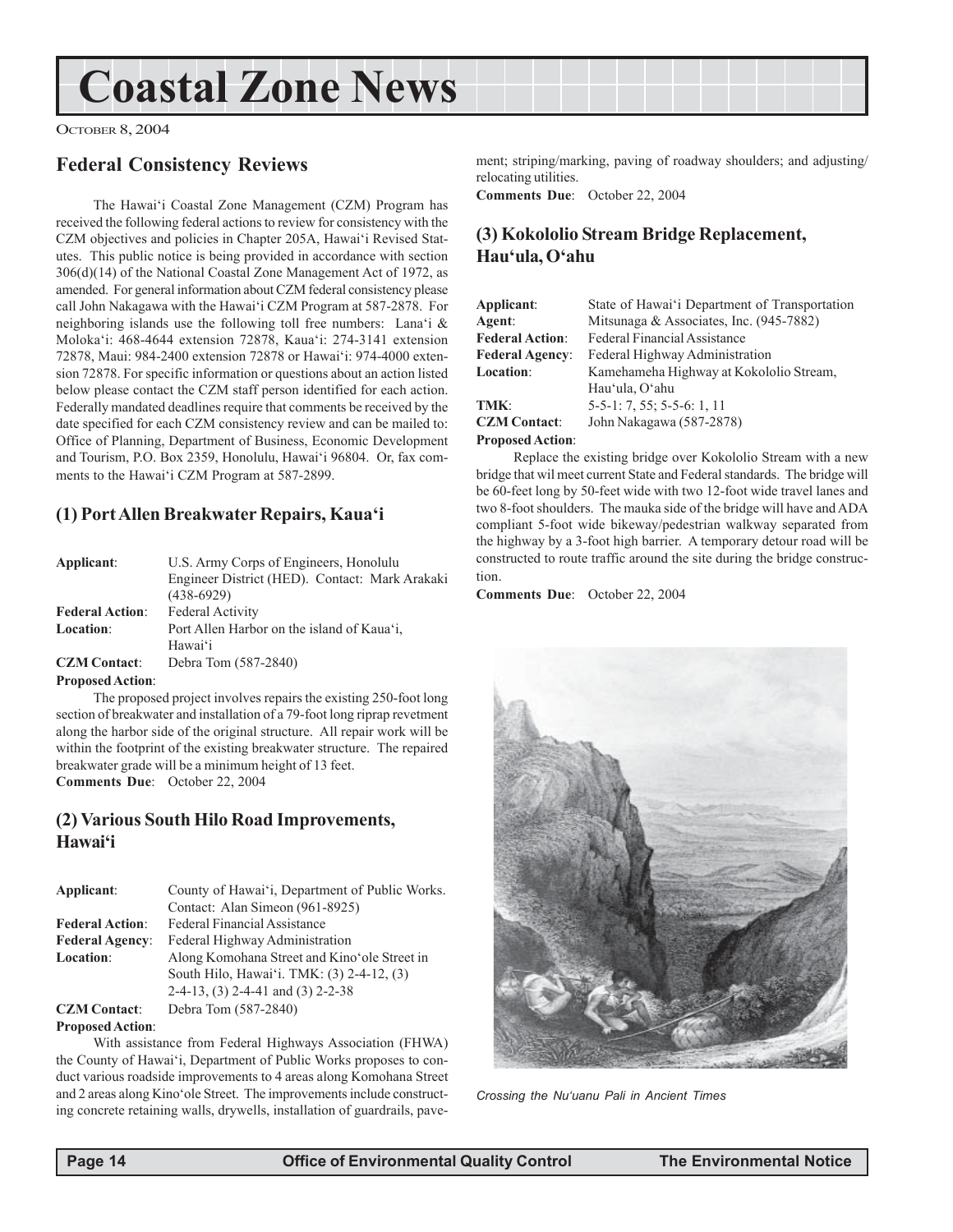# Coastal Zone News

October 8, 2004

## Federal Consistency Reviews

The Hawai'i Coastal Zone Management (CZM) Program has received the following federal actions to review for consistency with the CZM objectives and policies in Chapter 205A, Hawai'i Revised Statutes. This public notice is being provided in accordance with section 306(d)(14) of the National Coastal Zone Management Act of 1972, as amended. For general information about CZM federal consistency please call John Nakagawa with the Hawai'i CZM Program at 587-2878. For neighboring islands use the following toll free numbers: Lana'i & Moloka'i: 468-4644 extension 72878, Kaua'i: 274-3141 extension 72878, Maui: 984-2400 extension 72878 or Hawai'i: 974-4000 extension 72878. For specific information or questions about an action listed below please contact the CZM staff person identified for each action. Federally mandated deadlines require that comments be received by the date specified for each CZM consistency review and can be mailed to: Office of Planning, Department of Business, Economic Development and Tourism, P.O. Box 2359, Honolulu, Hawai'i 96804. Or, fax comments to the Hawai'i CZM Program at 587-2899.

### (1) Port Allen Breakwater Repairs, Kaua'i

**Applicant**: U.S. Army Corps of Engineers, Honolulu Engineer District (HED). Contact: Mark Arakaki (438-6929)
**Federal Action**: Federal Activity
**Location**: Port Allen Harbor on the island of Kaua'i, Hawai'i
**CZM Contact**: Debra Tom (587-2840)
**Proposed Action**:

The proposed project involves repairs the existing 250-foot long section of breakwater and installation of a 79-foot long riprap revetment along the harbor side of the original structure. All repair work will be within the footprint of the existing breakwater structure. The repaired breakwater grade will be a minimum height of 13 feet.

**Comments Due**: October 22, 2004

### (2) Various South Hilo Road Improvements, Hawai'i

**Applicant**: County of Hawai'i, Department of Public Works. Contact: Alan Simeon (961-8925)
**Federal Action**: Federal Financial Assistance
**Federal Agency**: Federal Highway Administration
**Location**: Along Komohana Street and Kino'ole Street in South Hilo, Hawai'i. TMK: (3) 2-4-12, (3) 2-4-13, (3) 2-4-41 and (3) 2-2-38
**CZM Contact**: Debra Tom (587-2840)
**Proposed Action**:

With assistance from Federal Highways Association (FHWA) the County of Hawai'i, Department of Public Works proposes to conduct various roadside improvements to 4 areas along Komohana Street and 2 areas along Kino'ole Street. The improvements include constructing concrete retaining walls, drywells, installation of guardrails, pavement; striping/marking, paving of roadway shoulders; and adjusting/relocating utilities.

**Comments Due**: October 22, 2004

### (3) Kokololio Stream Bridge Replacement, Hau'ula, O'ahu

**Applicant**: State of Hawai'i Department of Transportation
**Agent**: Mitsunaga & Associates, Inc. (945-7882)
**Federal Action**: Federal Financial Assistance
**Federal Agency**: Federal Highway Administration
**Location**: Kamehameha Highway at Kokololio Stream, Hau'ula, O'ahu
**TMK**: 5-5-1: 7, 55; 5-5-6: 1, 11
**CZM Contact**: John Nakagawa (587-2878)
**Proposed Action**:

Replace the existing bridge over Kokololio Stream with a new bridge that wil meet current State and Federal standards. The bridge will be 60-feet long by 50-feet wide with two 12-foot wide travel lanes and two 8-foot shoulders. The mauka side of the bridge will have and ADA compliant 5-foot wide bikeway/pedestrian walkway separated from the highway by a 3-foot high barrier. A temporary detour road will be constructed to route traffic around the site during the bridge construction.

**Comments Due**: October 22, 2004

*Crossing the Nu'uanu Pali in Ancient Times*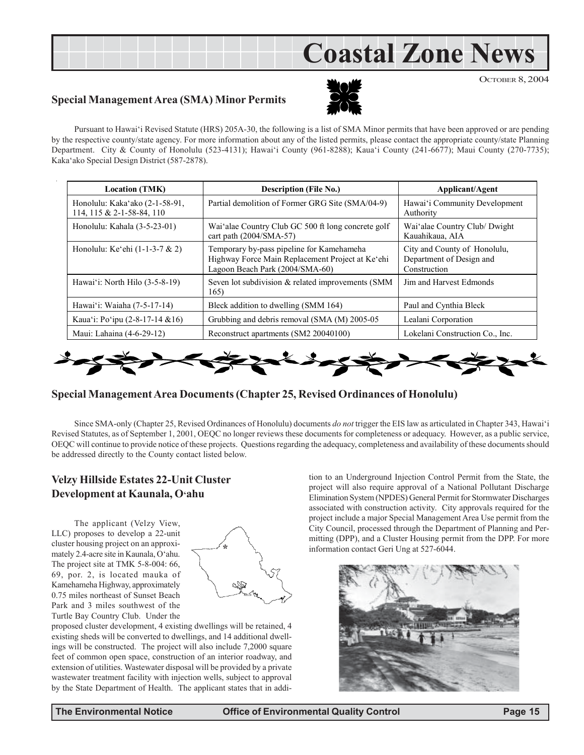# Coastal Zone News

OCTOBER 8, 2004

## Special Management Area (SMA) Minor Permits

Pursuant to Hawai'i Revised Statute (HRS) 205A-30, the following is a list of SMA Minor permits that have been approved or are pending by the respective county/state agency. For more information about any of the listed permits, please contact the appropriate county/state Planning Department. City & County of Honolulu (523-4131); Hawai'i County (961-8288); Kaua'i County (241-6677); Maui County (270-7735); Kaka'ako Special Design District (587-2878).

| Location (TMK) | Description (File No.) | Applicant/Agent |
|---|---|---|
| Honolulu: Kaka'ako (2-1-58-91, 114, 115 & 2-1-58-84, 110 | Partial demolition of Former GRG Site (SMA/04-9) | Hawai'i Community Development Authority |
| Honolulu: Kahala (3-5-23-01) | Wai'alae Country Club GC 500 ft long concrete golf cart path (2004/SMA-57) | Wai'alae Country Club/ Dwight Kauahikaua, AIA |
| Honolulu: Ke'ehi (1-1-3-7 & 2) | Temporary by-pass pipeline for Kamehameha Highway Force Main Replacement Project at Ke'ehi Lagoon Beach Park (2004/SMA-60) | City and County of Honolulu, Department of Design and Construction |
| Hawai'i: North Hilo (3-5-8-19) | Seven lot subdivision & related improvements (SMM 165) | Jim and Harvest Edmonds |
| Hawai'i: Waiaha (7-5-17-14) | Bleck addition to dwelling (SMM 164) | Paul and Cynthia Bleck |
| Kaua'i: Po'ipu (2-8-17-14 &16) | Grubbing and debris removal (SMA (M) 2005-05 | Lealani Corporation |
| Maui: Lahaina (4-6-29-12) | Reconstruct apartments (SM2 20040100) | Lokelani Construction Co., Inc. |

## Special Management Area Documents (Chapter 25, Revised Ordinances of Honolulu)

Since SMA-only (Chapter 25, Revised Ordinances of Honolulu) documents *do not* trigger the EIS law as articulated in Chapter 343, Hawai'i Revised Statutes, as of September 1, 2001, OEQC no longer reviews these documents for completeness or adequacy. However, as a public service, OEQC will continue to provide notice of these projects. Questions regarding the adequacy, completeness and availability of these documents should be addressed directly to the County contact listed below.

### Velzy Hillside Estates 22-Unit Cluster Development at Kaunala, O'ahu

The applicant (Velzy View, LLC) proposes to develop a 22-unit cluster housing project on an approximately 2.4-acre site in Kaunala, O'ahu. The project site at TMK 5-8-004: 66, 69, por. 2, is located mauka of Kamehameha Highway, approximately 0.75 miles northeast of Sunset Beach Park and 3 miles southwest of the Turtle Bay Country Club. Under the proposed cluster development, 4 existing dwellings will be retained, 4 existing sheds will be converted to dwellings, and 14 additional dwellings will be constructed. The project will also include 7,2000 square feet of common open space, construction of an interior roadway, and extension of utilities. Wastewater disposal will be provided by a private wastewater treatment facility with injection wells, subject to approval by the State Department of Health. The applicant states that in addition to an Underground Injection Control Permit from the State, the project will also require approval of a National Pollutant Discharge Elimination System (NPDES) General Permit for Stormwater Discharges associated with construction activity. City approvals required for the project include a major Special Management Area Use permit from the City Council, processed through the Department of Planning and Permitting (DPP), and a Cluster Housing permit from the DPP. For more information contact Geri Ung at 527-6044.